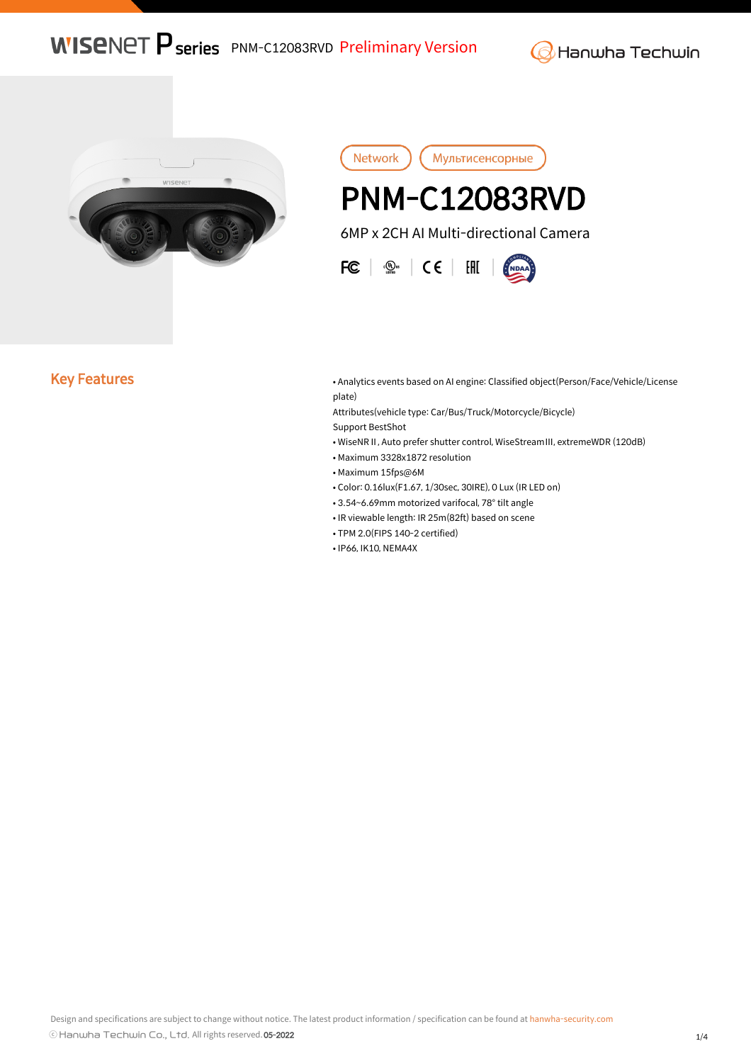WISENET P series PNM-C12083RVD Preliminary Version

Hanwha Techwin

Network | Мультисенсорные

# PNM-C12083RVD

6MP x 2CH AI Multi-directional Camera

## Key Features

- Analytics events based on AI engine: Classified object(Person/Face/Vehicle/License plate)
  Attributes(vehicle type: Car/Bus/Truck/Motorcycle/Bicycle)
  Support BestShot
- WiseNR II, Auto prefer shutter control, WiseStreamIII, extremeWDR (120dB)
- Maximum 3328x1872 resolution
- Maximum 15fps@6M
- Color: 0.16lux(F1.67, 1/30sec, 30IRE), 0 Lux (IR LED on)
- 3.54~6.69mm motorized varifocal, 78° tilt angle
- IR viewable length: IR 25m(82ft) based on scene
- TPM 2.0(FIPS 140-2 certified)
- IP66, IK10, NEMA4X

Design and specifications are subject to change without notice. The latest product information / specification can be found at hanwha-security.com

ⓒ Hanwha Techwin Co., Ltd. All rights reserved. 05-2022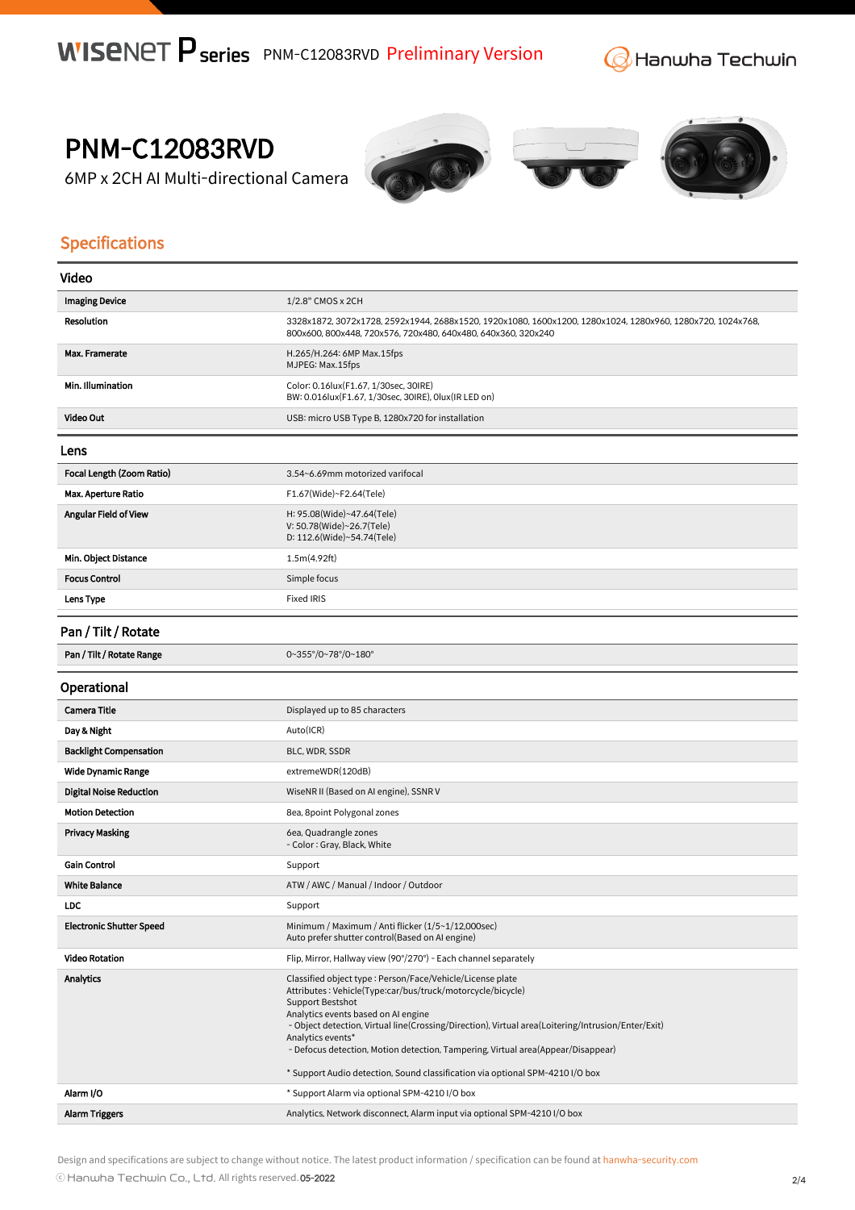# PNM-C12083RVD

6MP x 2CH AI Multi-directional Camera

## Specifications

### Video

| | |
|---|---|
| **Imaging Device** | 1/2.8" CMOS x 2CH |
| **Resolution** | 3328x1872, 3072x1728, 2592x1944, 2688x1520, 1920x1080, 1600x1200, 1280x1024, 1280x960, 1280x720, 1024x768, 800x600, 800x448, 720x576, 720x480, 640x480, 640x360, 320x240 |
| **Max. Framerate** | H.265/H.264: 6MP Max.15fps<br>MJPEG: Max.15fps |
| **Min. Illumination** | Color: 0.16lux(F1.67, 1/30sec, 30IRE)<br>BW: 0.016lux(F1.67, 1/30sec, 30IRE), 0lux(IR LED on) |
| **Video Out** | USB: micro USB Type B, 1280x720 for installation |

### Lens

| | |
|---|---|
| **Focal Length (Zoom Ratio)** | 3.54~6.69mm motorized varifocal |
| **Max. Aperture Ratio** | F1.67(Wide)~F2.64(Tele) |
| **Angular Field of View** | H: 95.08(Wide)~47.64(Tele)<br>V: 50.78(Wide)~26.7(Tele)<br>D: 112.6(Wide)~54.74(Tele) |
| **Min. Object Distance** | 1.5m(4.92ft) |
| **Focus Control** | Simple focus |
| **Lens Type** | Fixed IRIS |

### Pan / Tilt / Rotate

| | |
|---|---|
| **Pan / Tilt / Rotate Range** | 0~355°/0~78°/0~180° |

### Operational

| | |
|---|---|
| **Camera Title** | Displayed up to 85 characters |
| **Day & Night** | Auto(ICR) |
| **Backlight Compensation** | BLC, WDR, SSDR |
| **Wide Dynamic Range** | extremeWDR(120dB) |
| **Digital Noise Reduction** | WiseNR II (Based on AI engine), SSNR V |
| **Motion Detection** | 8ea, 8point Polygonal zones |
| **Privacy Masking** | 6ea, Quadrangle zones<br>- Color : Gray, Black, White |
| **Gain Control** | Support |
| **White Balance** | ATW / AWC / Manual / Indoor / Outdoor |
| **LDC** | Support |
| **Electronic Shutter Speed** | Minimum / Maximum / Anti flicker (1/5~1/12,000sec)<br>Auto prefer shutter control(Based on AI engine) |
| **Video Rotation** | Flip, Mirror, Hallway view (90°/270°) - Each channel separately |
| **Analytics** | Classified object type : Person/Face/Vehicle/License plate<br>Attributes : Vehicle(Type:car/bus/truck/motorcycle/bicycle)<br>Support Bestshot<br>Analytics events based on AI engine<br>- Object detection, Virtual line(Crossing/Direction), Virtual area(Loitering/Intrusion/Enter/Exit)<br>Analytics events*<br>- Defocus detection, Motion detection, Tampering, Virtual area(Appear/Disappear)<br><br>* Support Audio detection, Sound classification via optional SPM-4210 I/O box |
| **Alarm I/O** | * Support Alarm via optional SPM-4210 I/O box |
| **Alarm Triggers** | Analytics, Network disconnect, Alarm input via optional SPM-4210 I/O box |

Design and specifications are subject to change without notice. The latest product information / specification can be found at hanwha-security.com

ⓒ Hanwha Techwin Co., Ltd. All rights reserved. 05-2022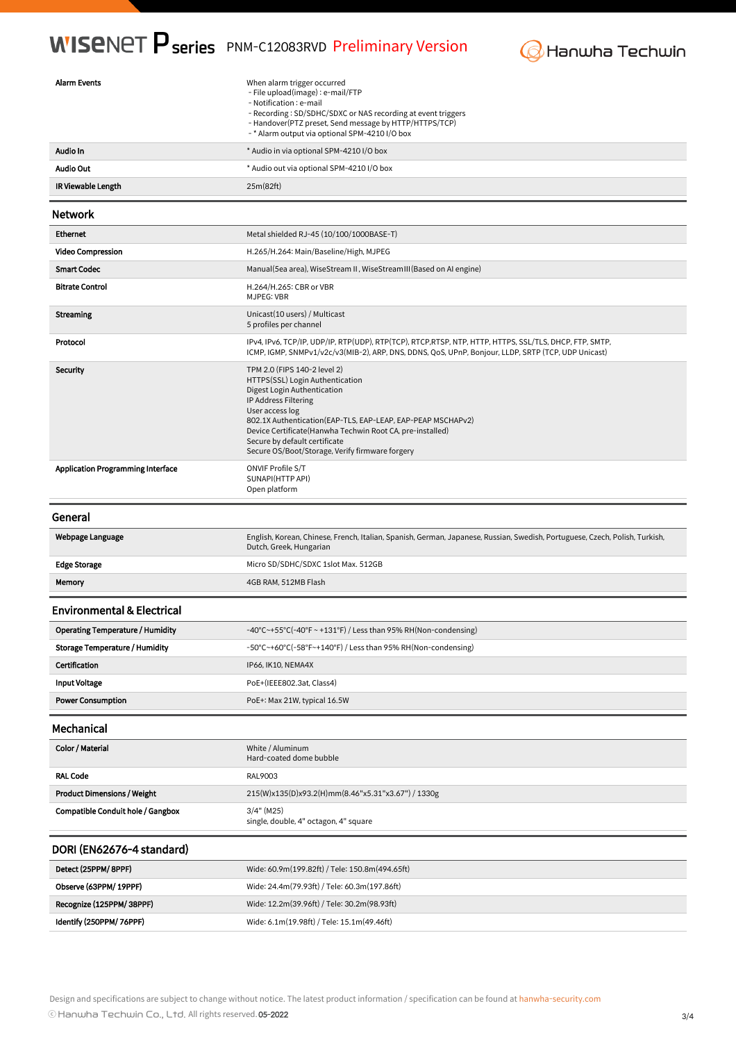| | |
|---|---|
| **Alarm Events** | When alarm trigger occurred<br>- File upload(image) : e-mail/FTP<br>- Notification : e-mail<br>- Recording : SD/SDHC/SDXC or NAS recording at event triggers<br>- Handover(PTZ preset, Send message by HTTP/HTTPS/TCP)<br>- * Alarm output via optional SPM-4210 I/O box |
| **Audio In** | * Audio in via optional SPM-4210 I/O box |
| **Audio Out** | * Audio out via optional SPM-4210 I/O box |
| **IR Viewable Length** | 25m(82ft) |

## Network

| | |
|---|---|
| **Ethernet** | Metal shielded RJ-45 (10/100/1000BASE-T) |
| **Video Compression** | H.265/H.264: Main/Baseline/High, MJPEG |
| **Smart Codec** | Manual(5ea area), WiseStream II, WiseStreamIII(Based on AI engine) |
| **Bitrate Control** | H.264/H.265: CBR or VBR<br>MJPEG: VBR |
| **Streaming** | Unicast(10 users) / Multicast<br>5 profiles per channel |
| **Protocol** | IPv4, IPv6, TCP/IP, UDP/IP, RTP(UDP), RTP(TCP), RTCP,RTSP, NTP, HTTP, HTTPS, SSL/TLS, DHCP, FTP, SMTP, ICMP, IGMP, SNMPv1/v2c/v3(MIB-2), ARP, DNS, DDNS, QoS, UPnP, Bonjour, LLDP, SRTP (TCP, UDP Unicast) |
| **Security** | TPM 2.0 (FIPS 140-2 level 2)<br>HTTPS(SSL) Login Authentication<br>Digest Login Authentication<br>IP Address Filtering<br>User access log<br>802.1X Authentication(EAP-TLS, EAP-LEAP, EAP-PEAP MSCHAPv2)<br>Device Certificate(Hanwha Techwin Root CA, pre-installed)<br>Secure by default certificate<br>Secure OS/Boot/Storage, Verify firmware forgery |
| **Application Programming Interface** | ONVIF Profile S/T<br>SUNAPI(HTTP API)<br>Open platform |

## General

| | |
|---|---|
| **Webpage Language** | English, Korean, Chinese, French, Italian, Spanish, German, Japanese, Russian, Swedish, Portuguese, Czech, Polish, Turkish, Dutch, Greek, Hungarian |
| **Edge Storage** | Micro SD/SDHC/SDXC 1slot Max. 512GB |
| **Memory** | 4GB RAM, 512MB Flash |

## Environmental & Electrical

| | |
|---|---|
| **Operating Temperature / Humidity** | -40°C~+55°C(-40°F ~ +131°F) / Less than 95% RH(Non-condensing) |
| **Storage Temperature / Humidity** | -50°C~+60°C(-58°F~+140°F) / Less than 95% RH(Non-condensing) |
| **Certification** | IP66, IK10, NEMA4X |
| **Input Voltage** | PoE+(IEEE802.3at, Class4) |
| **Power Consumption** | PoE+: Max 21W, typical 16.5W |

## Mechanical

| | |
|---|---|
| **Color / Material** | White / Aluminum<br>Hard-coated dome bubble |
| **RAL Code** | RAL9003 |
| **Product Dimensions / Weight** | 215(W)x135(D)x93.2(H)mm(8.46"x5.31"x3.67") / 1330g |
| **Compatible Conduit hole / Gangbox** | 3/4" (M25)<br>single, double, 4" octagon, 4" square |

## DORI (EN62676-4 standard)

| | |
|---|---|
| **Detect (25PPM/ 8PPF)** | Wide: 60.9m(199.82ft) / Tele: 150.8m(494.65ft) |
| **Observe (63PPM/ 19PPF)** | Wide: 24.4m(79.93ft) / Tele: 60.3m(197.86ft) |
| **Recognize (125PPM/ 38PPF)** | Wide: 12.2m(39.96ft) / Tele: 30.2m(98.93ft) |
| **Identify (250PPM/ 76PPF)** | Wide: 6.1m(19.98ft) / Tele: 15.1m(49.46ft) |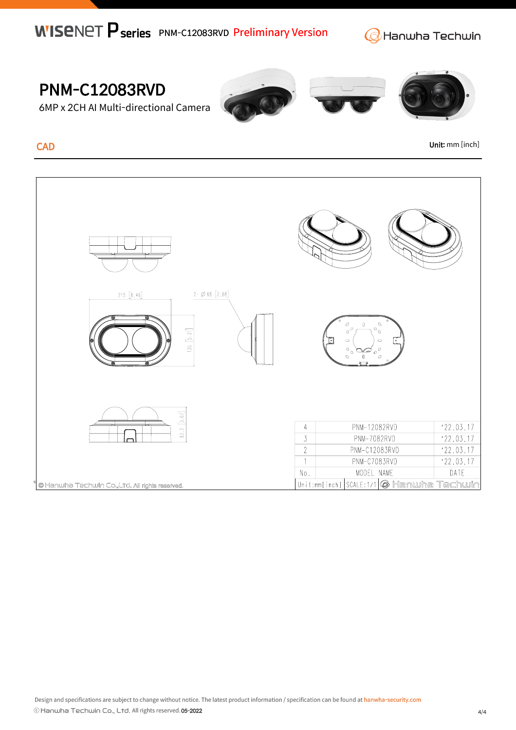# PNM-C12083RVD

6MP x 2CH AI Multi-directional Camera

## CAD

**Unit:** mm [inch]

215 [8.46]

2- Ø 68 [2.68]

135 [5.31]

93.2 [3.67]

| No. | MODEL NAME | DATE |
|---|---|---|
| 4 | PNM-12082RVD | '22.03.17 |
| 3 | PNM-7082RVD | '22.03.17 |
| 2 | PNM-C12083RVD | '22.03.17 |
| 1 | PNM-C7083RVD | '22.03.17 |

Unit:mm[inch] SCALE:1/1 Hanwha Techwin

© Hanwha Techwin Co.,Ltd. All rights reserved.

Design and specifications are subject to change without notice. The latest product information / specification can be found at hanwha-security.com

© Hanwha Techwin Co., Ltd. All rights reserved. 05-2022